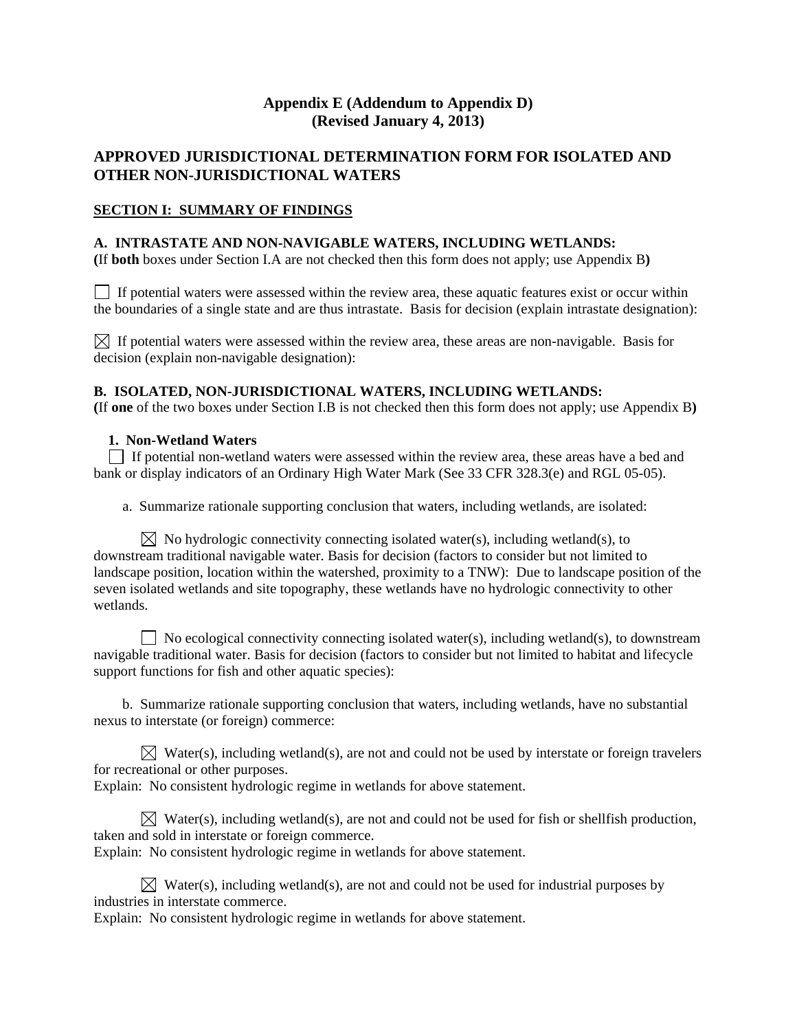**Appendix E (Addendum to Appendix D)**
**(Revised January 4, 2013)**

## APPROVED JURISDICTIONAL DETERMINATION FORM FOR ISOLATED AND OTHER NON-JURISDICTIONAL WATERS

### SECTION I: SUMMARY OF FINDINGS

**A. INTRASTATE AND NON-NAVIGABLE WATERS, INCLUDING WETLANDS:**
**(**If **both** boxes under Section I.A are not checked then this form does not apply; use Appendix B**)**

☐ If potential waters were assessed within the review area, these aquatic features exist or occur within the boundaries of a single state and are thus intrastate. Basis for decision (explain intrastate designation):

☒ If potential waters were assessed within the review area, these areas are non-navigable. Basis for decision (explain non-navigable designation):

**B. ISOLATED, NON-JURISDICTIONAL WATERS, INCLUDING WETLANDS:**
**(**If **one** of the two boxes under Section I.B is not checked then this form does not apply; use Appendix B**)**

**1. Non-Wetland Waters**

☐ If potential non-wetland waters were assessed within the review area, these areas have a bed and bank or display indicators of an Ordinary High Water Mark (See 33 CFR 328.3(e) and RGL 05-05).

a. Summarize rationale supporting conclusion that waters, including wetlands, are isolated:

☒ No hydrologic connectivity connecting isolated water(s), including wetland(s), to downstream traditional navigable water. Basis for decision (factors to consider but not limited to landscape position, location within the watershed, proximity to a TNW): Due to landscape position of the seven isolated wetlands and site topography, these wetlands have no hydrologic connectivity to other wetlands.

☐ No ecological connectivity connecting isolated water(s), including wetland(s), to downstream navigable traditional water. Basis for decision (factors to consider but not limited to habitat and lifecycle support functions for fish and other aquatic species):

b. Summarize rationale supporting conclusion that waters, including wetlands, have no substantial nexus to interstate (or foreign) commerce:

☒ Water(s), including wetland(s), are not and could not be used by interstate or foreign travelers for recreational or other purposes.
Explain: No consistent hydrologic regime in wetlands for above statement.

☒ Water(s), including wetland(s), are not and could not be used for fish or shellfish production, taken and sold in interstate or foreign commerce.
Explain: No consistent hydrologic regime in wetlands for above statement.

☒ Water(s), including wetland(s), are not and could not be used for industrial purposes by industries in interstate commerce.
Explain: No consistent hydrologic regime in wetlands for above statement.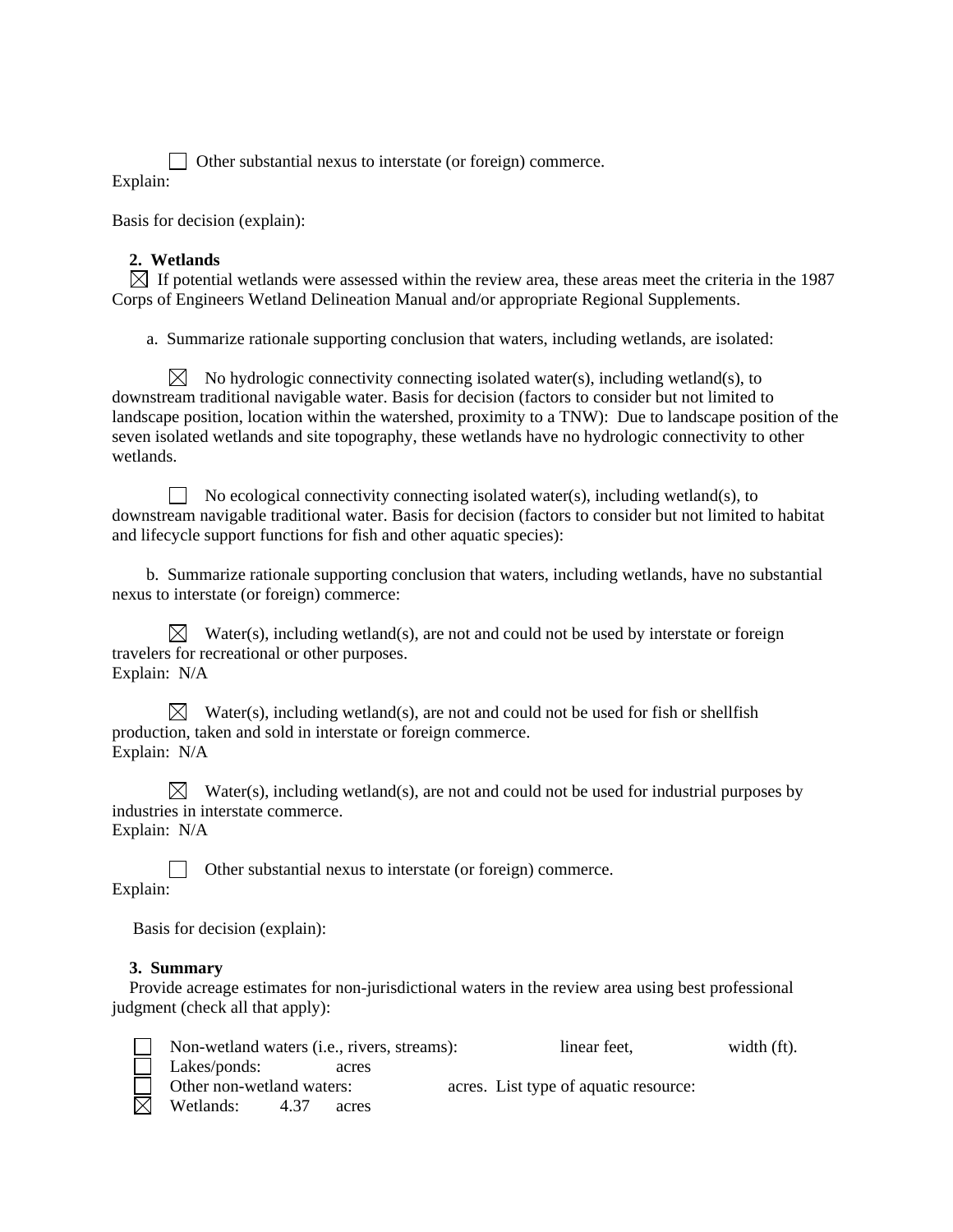☐ Other substantial nexus to interstate (or foreign) commerce.
Explain:

Basis for decision (explain):

**2. Wetlands**

☒ If potential wetlands were assessed within the review area, these areas meet the criteria in the 1987 Corps of Engineers Wetland Delineation Manual and/or appropriate Regional Supplements.

a. Summarize rationale supporting conclusion that waters, including wetlands, are isolated:

☒ No hydrologic connectivity connecting isolated water(s), including wetland(s), to downstream traditional navigable water. Basis for decision (factors to consider but not limited to landscape position, location within the watershed, proximity to a TNW): Due to landscape position of the seven isolated wetlands and site topography, these wetlands have no hydrologic connectivity to other wetlands.

☐ No ecological connectivity connecting isolated water(s), including wetland(s), to downstream navigable traditional water. Basis for decision (factors to consider but not limited to habitat and lifecycle support functions for fish and other aquatic species):

b. Summarize rationale supporting conclusion that waters, including wetlands, have no substantial nexus to interstate (or foreign) commerce:

☒ Water(s), including wetland(s), are not and could not be used by interstate or foreign travelers for recreational or other purposes.
Explain: N/A

☒ Water(s), including wetland(s), are not and could not be used for fish or shellfish production, taken and sold in interstate or foreign commerce.
Explain: N/A

☒ Water(s), including wetland(s), are not and could not be used for industrial purposes by industries in interstate commerce.
Explain: N/A

☐ Other substantial nexus to interstate (or foreign) commerce.
Explain:

Basis for decision (explain):

**3. Summary**

Provide acreage estimates for non-jurisdictional waters in the review area using best professional judgment (check all that apply):

☐ Non-wetland waters (i.e., rivers, streams): linear feet, width (ft).
☐ Lakes/ponds: acres
☐ Other non-wetland waters: acres. List type of aquatic resource:
☒ Wetlands: 4.37 acres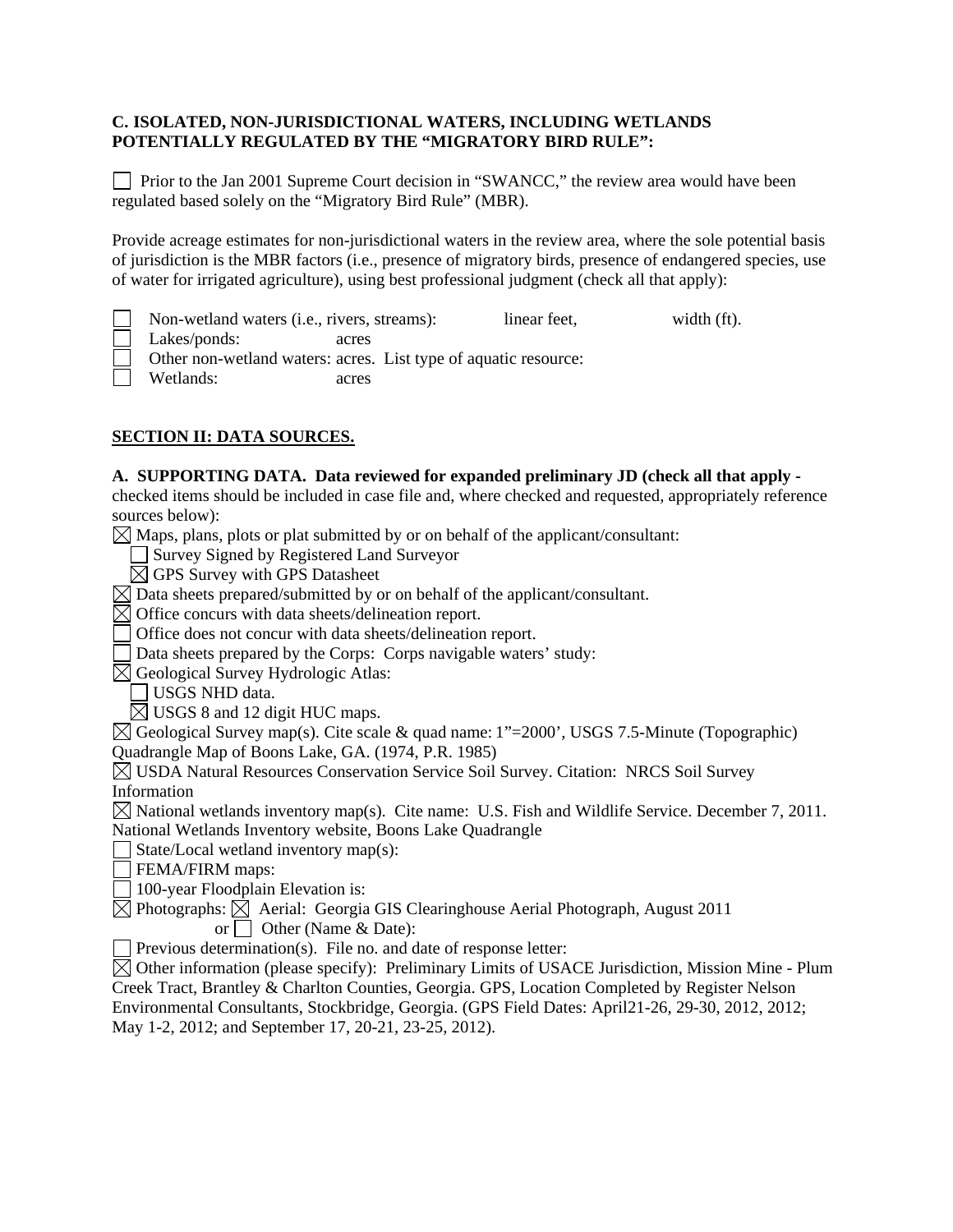**C. ISOLATED, NON-JURISDICTIONAL WATERS, INCLUDING WETLANDS POTENTIALLY REGULATED BY THE "MIGRATORY BIRD RULE":**

☐ Prior to the Jan 2001 Supreme Court decision in "SWANCC," the review area would have been regulated based solely on the "Migratory Bird Rule" (MBR).

Provide acreage estimates for non-jurisdictional waters in the review area, where the sole potential basis of jurisdiction is the MBR factors (i.e., presence of migratory birds, presence of endangered species, use of water for irrigated agriculture), using best professional judgment (check all that apply):

☐ Non-wetland waters (i.e., rivers, streams): linear feet, width (ft).
☐ Lakes/ponds: acres
☐ Other non-wetland waters: acres. List type of aquatic resource:
☐ Wetlands: acres

**SECTION II: DATA SOURCES.**

**A. SUPPORTING DATA. Data reviewed for expanded preliminary JD (check all that apply -** checked items should be included in case file and, where checked and requested, appropriately reference sources below):

☒ Maps, plans, plots or plat submitted by or on behalf of the applicant/consultant:
  ☐ Survey Signed by Registered Land Surveyor
  ☒ GPS Survey with GPS Datasheet
☒ Data sheets prepared/submitted by or on behalf of the applicant/consultant.
☒ Office concurs with data sheets/delineation report.
☐ Office does not concur with data sheets/delineation report.
☐ Data sheets prepared by the Corps: Corps navigable waters' study:
☒ Geological Survey Hydrologic Atlas:
  ☐ USGS NHD data.
  ☒ USGS 8 and 12 digit HUC maps.
☒ Geological Survey map(s). Cite scale & quad name: 1"=2000', USGS 7.5-Minute (Topographic) Quadrangle Map of Boons Lake, GA. (1974, P.R. 1985)
☒ USDA Natural Resources Conservation Service Soil Survey. Citation: NRCS Soil Survey Information
☒ National wetlands inventory map(s). Cite name: U.S. Fish and Wildlife Service. December 7, 2011. National Wetlands Inventory website, Boons Lake Quadrangle
☐ State/Local wetland inventory map(s):
☐ FEMA/FIRM maps:
☐ 100-year Floodplain Elevation is:
☒ Photographs: ☒ Aerial: Georgia GIS Clearinghouse Aerial Photograph, August 2011
  or ☐ Other (Name & Date):
☐ Previous determination(s). File no. and date of response letter:
☒ Other information (please specify): Preliminary Limits of USACE Jurisdiction, Mission Mine - Plum Creek Tract, Brantley & Charlton Counties, Georgia. GPS, Location Completed by Register Nelson Environmental Consultants, Stockbridge, Georgia. (GPS Field Dates: April21-26, 29-30, 2012, 2012; May 1-2, 2012; and September 17, 20-21, 23-25, 2012).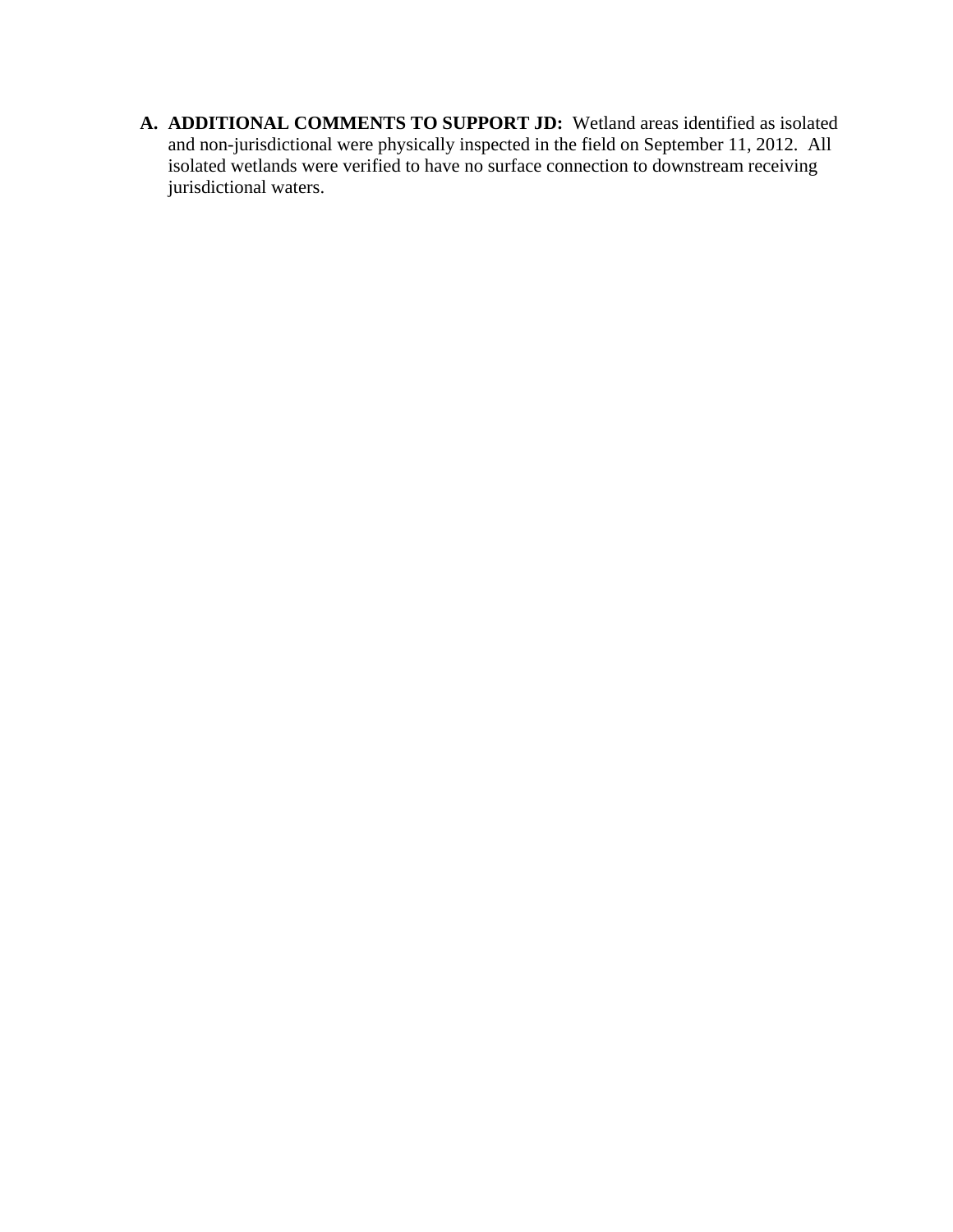A. **ADDITIONAL COMMENTS TO SUPPORT JD:** Wetland areas identified as isolated and non-jurisdictional were physically inspected in the field on September 11, 2012. All isolated wetlands were verified to have no surface connection to downstream receiving jurisdictional waters.